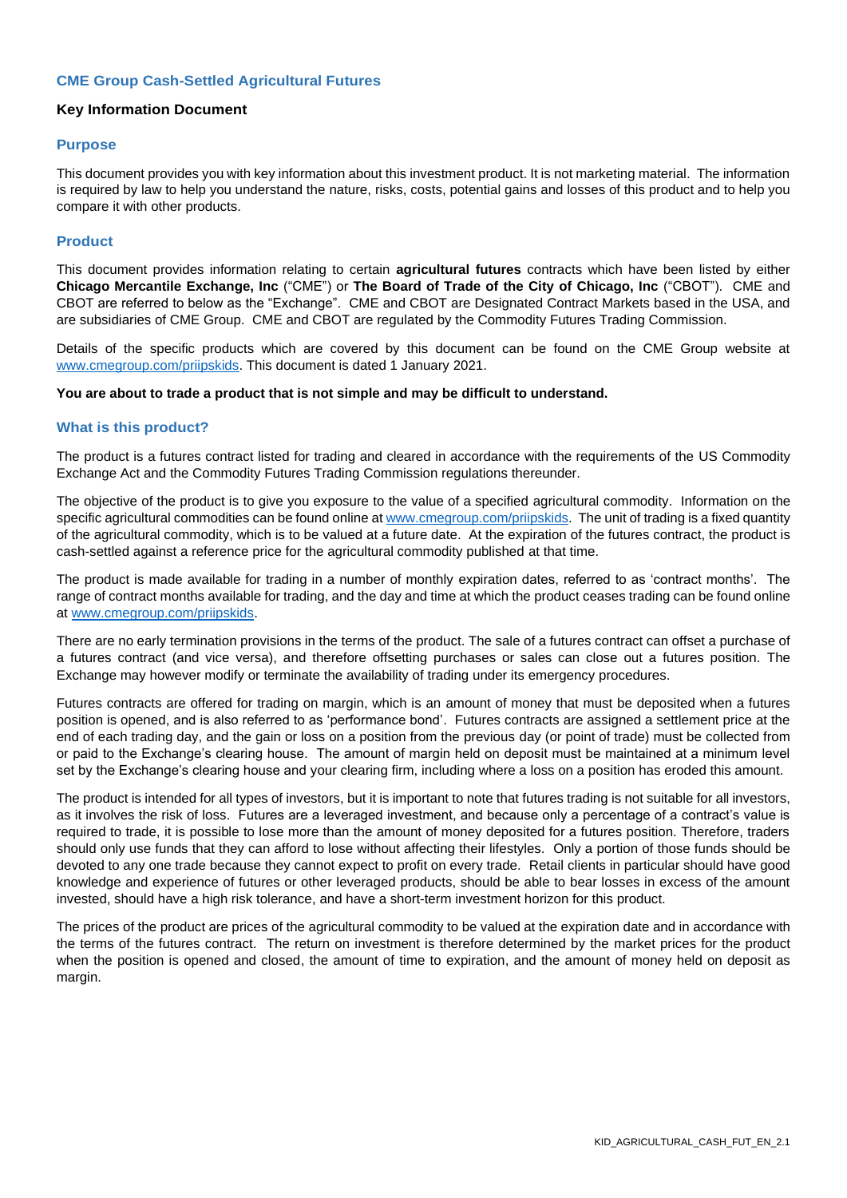# CME Group Cash-Settled Agricultural Futures

**Key Information Document**

## Purpose

This document provides you with key information about this investment product. It is not marketing material. The information is required by law to help you understand the nature, risks, costs, potential gains and losses of this product and to help you compare it with other products.

## Product

This document provides information relating to certain **agricultural futures** contracts which have been listed by either **Chicago Mercantile Exchange, Inc** ("CME") or **The Board of Trade of the City of Chicago, Inc** ("CBOT"). CME and CBOT are referred to below as the "Exchange". CME and CBOT are Designated Contract Markets based in the USA, and are subsidiaries of CME Group. CME and CBOT are regulated by the Commodity Futures Trading Commission.

Details of the specific products which are covered by this document can be found on the CME Group website at [www.cmegroup.com/priipskids](http://www.cmegroup.com/priipskids). This document is dated 1 January 2021.

**You are about to trade a product that is not simple and may be difficult to understand.**

## What is this product?

The product is a futures contract listed for trading and cleared in accordance with the requirements of the US Commodity Exchange Act and the Commodity Futures Trading Commission regulations thereunder.

The objective of the product is to give you exposure to the value of a specified agricultural commodity. Information on the specific agricultural commodities can be found online at [www.cmegroup.com/priipskids](http://www.cmegroup.com/priipskids). The unit of trading is a fixed quantity of the agricultural commodity, which is to be valued at a future date. At the expiration of the futures contract, the product is cash-settled against a reference price for the agricultural commodity published at that time.

The product is made available for trading in a number of monthly expiration dates, referred to as 'contract months'. The range of contract months available for trading, and the day and time at which the product ceases trading can be found online at [www.cmegroup.com/priipskids](http://www.cmegroup.com/priipskids).

There are no early termination provisions in the terms of the product. The sale of a futures contract can offset a purchase of a futures contract (and vice versa), and therefore offsetting purchases or sales can close out a futures position. The Exchange may however modify or terminate the availability of trading under its emergency procedures.

Futures contracts are offered for trading on margin, which is an amount of money that must be deposited when a futures position is opened, and is also referred to as 'performance bond'. Futures contracts are assigned a settlement price at the end of each trading day, and the gain or loss on a position from the previous day (or point of trade) must be collected from or paid to the Exchange's clearing house. The amount of margin held on deposit must be maintained at a minimum level set by the Exchange's clearing house and your clearing firm, including where a loss on a position has eroded this amount.

The product is intended for all types of investors, but it is important to note that futures trading is not suitable for all investors, as it involves the risk of loss. Futures are a leveraged investment, and because only a percentage of a contract's value is required to trade, it is possible to lose more than the amount of money deposited for a futures position. Therefore, traders should only use funds that they can afford to lose without affecting their lifestyles. Only a portion of those funds should be devoted to any one trade because they cannot expect to profit on every trade. Retail clients in particular should have good knowledge and experience of futures or other leveraged products, should be able to bear losses in excess of the amount invested, should have a high risk tolerance, and have a short-term investment horizon for this product.

The prices of the product are prices of the agricultural commodity to be valued at the expiration date and in accordance with the terms of the futures contract. The return on investment is therefore determined by the market prices for the product when the position is opened and closed, the amount of time to expiration, and the amount of money held on deposit as margin.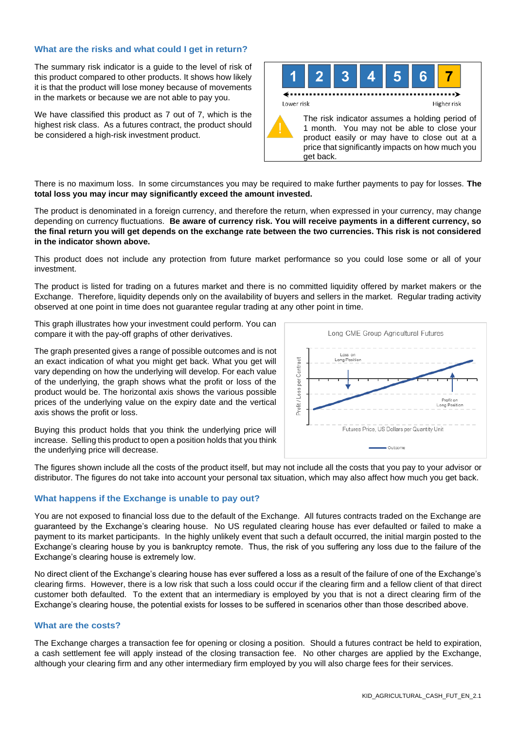## What are the risks and what could I get in return?

The summary risk indicator is a guide to the level of risk of this product compared to other products. It shows how likely it is that the product will lose money because of movements in the markets or because we are not able to pay you.

We have classified this product as 7 out of 7, which is the highest risk class. As a futures contract, the product should be considered a high-risk investment product.

| 1 | 2 | 3 | 4 | 5 | 6 | 7 |
|---|---|---|---|---|---|---|

Lower risk — Higher risk

The risk indicator assumes a holding period of 1 month. You may not be able to close your product easily or may have to close out at a price that significantly impacts on how much you get back.

There is no maximum loss. In some circumstances you may be required to make further payments to pay for losses. **The total loss you may incur may significantly exceed the amount invested.**

The product is denominated in a foreign currency, and therefore the return, when expressed in your currency, may change depending on currency fluctuations. **Be aware of currency risk. You will receive payments in a different currency, so the final return you will get depends on the exchange rate between the two currencies. This risk is not considered in the indicator shown above.**

This product does not include any protection from future market performance so you could lose some or all of your investment.

The product is listed for trading on a futures market and there is no committed liquidity offered by market makers or the Exchange. Therefore, liquidity depends only on the availability of buyers and sellers in the market. Regular trading activity observed at one point in time does not guarantee regular trading at any other point in time.

This graph illustrates how your investment could perform. You can compare it with the pay-off graphs of other derivatives.

The graph presented gives a range of possible outcomes and is not an exact indication of what you might get back. What you get will vary depending on how the underlying will develop. For each value of the underlying, the graph shows what the profit or loss of the product would be. The horizontal axis shows the various possible prices of the underlying value on the expiry date and the vertical axis shows the profit or loss.

Buying this product holds that you think the underlying price will increase. Selling this product to open a position holds that you think the underlying price will decrease.

Long CME Group Agricultural Futures

Loss on Long Position

Profit on Long Position

Profit / Loss per Contract

Futures Price, US Dollars per Quantity Unit

Outcome

The figures shown include all the costs of the product itself, but may not include all the costs that you pay to your advisor or distributor. The figures do not take into account your personal tax situation, which may also affect how much you get back.

## What happens if the Exchange is unable to pay out?

You are not exposed to financial loss due to the default of the Exchange. All futures contracts traded on the Exchange are guaranteed by the Exchange's clearing house. No US regulated clearing house has ever defaulted or failed to make a payment to its market participants. In the highly unlikely event that such a default occurred, the initial margin posted to the Exchange's clearing house by you is bankruptcy remote. Thus, the risk of you suffering any loss due to the failure of the Exchange's clearing house is extremely low.

No direct client of the Exchange's clearing house has ever suffered a loss as a result of the failure of one of the Exchange's clearing firms. However, there is a low risk that such a loss could occur if the clearing firm and a fellow client of that direct customer both defaulted. To the extent that an intermediary is employed by you that is not a direct clearing firm of the Exchange's clearing house, the potential exists for losses to be suffered in scenarios other than those described above.

## What are the costs?

The Exchange charges a transaction fee for opening or closing a position. Should a futures contract be held to expiration, a cash settlement fee will apply instead of the closing transaction fee. No other charges are applied by the Exchange, although your clearing firm and any other intermediary firm employed by you will also charge fees for their services.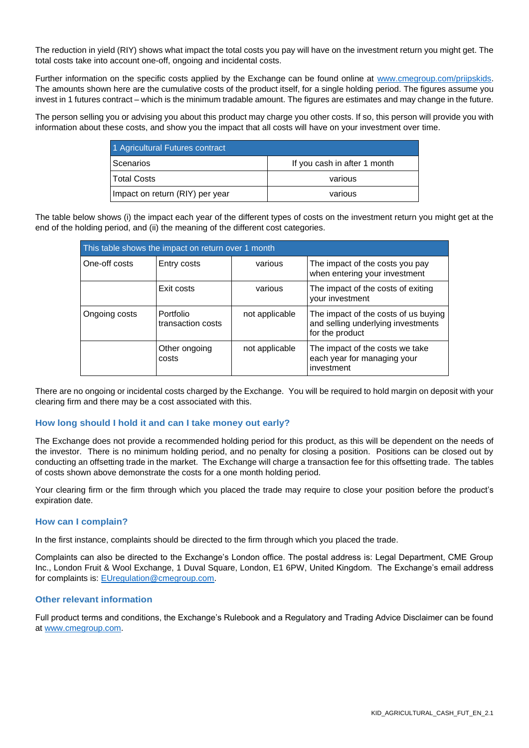The reduction in yield (RIY) shows what impact the total costs you pay will have on the investment return you might get. The total costs take into account one-off, ongoing and incidental costs.

Further information on the specific costs applied by the Exchange can be found online at www.cmegroup.com/priipskids. The amounts shown here are the cumulative costs of the product itself, for a single holding period. The figures assume you invest in 1 futures contract – which is the minimum tradable amount. The figures are estimates and may change in the future.

The person selling you or advising you about this product may charge you other costs. If so, this person will provide you with information about these costs, and show you the impact that all costs will have on your investment over time.

| 1 Agricultural Futures contract | |
|---|---|
| Scenarios | If you cash in after 1 month |
| Total Costs | various |
| Impact on return (RIY) per year | various |

The table below shows (i) the impact each year of the different types of costs on the investment return you might get at the end of the holding period, and (ii) the meaning of the different cost categories.

| This table shows the impact on return over 1 month | | | |
|---|---|---|---|
| One-off costs | Entry costs | various | The impact of the costs you pay when entering your investment |
| | Exit costs | various | The impact of the costs of exiting your investment |
| Ongoing costs | Portfolio transaction costs | not applicable | The impact of the costs of us buying and selling underlying investments for the product |
| | Other ongoing costs | not applicable | The impact of the costs we take each year for managing your investment |

There are no ongoing or incidental costs charged by the Exchange. You will be required to hold margin on deposit with your clearing firm and there may be a cost associated with this.

## How long should I hold it and can I take money out early?

The Exchange does not provide a recommended holding period for this product, as this will be dependent on the needs of the investor. There is no minimum holding period, and no penalty for closing a position. Positions can be closed out by conducting an offsetting trade in the market. The Exchange will charge a transaction fee for this offsetting trade. The tables of costs shown above demonstrate the costs for a one month holding period.

Your clearing firm or the firm through which you placed the trade may require to close your position before the product's expiration date.

## How can I complain?

In the first instance, complaints should be directed to the firm through which you placed the trade.

Complaints can also be directed to the Exchange's London office. The postal address is: Legal Department, CME Group Inc., London Fruit & Wool Exchange, 1 Duval Square, London, E1 6PW, United Kingdom. The Exchange's email address for complaints is: EUregulation@cmegroup.com.

## Other relevant information

Full product terms and conditions, the Exchange's Rulebook and a Regulatory and Trading Advice Disclaimer can be found at www.cmegroup.com.

KID_AGRICULTURAL_CASH_FUT_EN_2.1